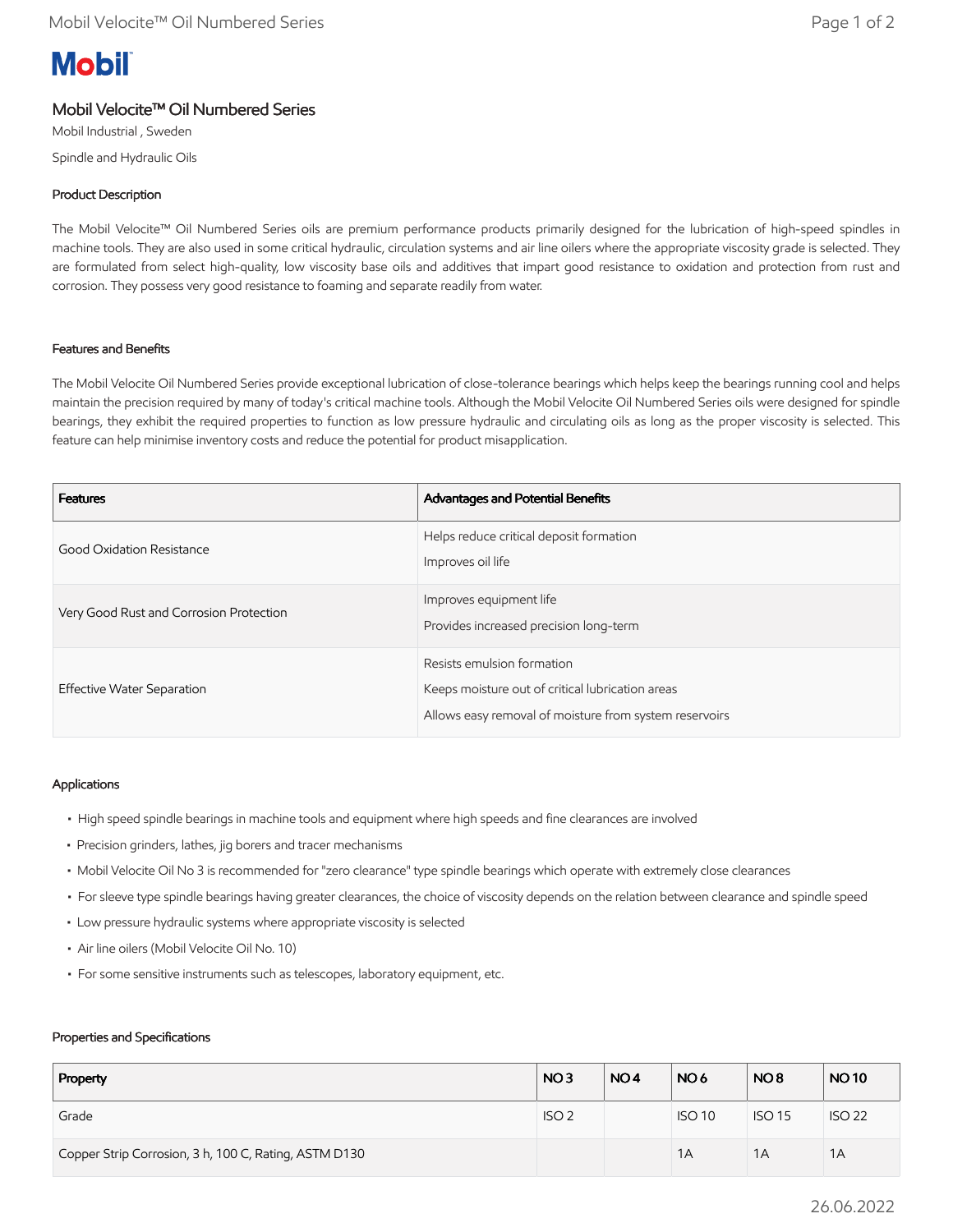# Mobil

## Mobil Velocite™ Oil Numbered Series

Mobil Industrial , Sweden

Spindle and Hydraulic Oils

### Product Description

The Mobil Velocite™ Oil Numbered Series oils are premium performance products primarily designed for the lubrication of high-speed spindles in machine tools. They are also used in some critical hydraulic, circulation systems and air line oilers where the appropriate viscosity grade is selected. They are formulated from select high-quality, low viscosity base oils and additives that impart good resistance to oxidation and protection from rust and corrosion. They possess very good resistance to foaming and separate readily from water.

### Features and Benefits

The Mobil Velocite Oil Numbered Series provide exceptional lubrication of close-tolerance bearings which helps keep the bearings running cool and helps maintain the precision required by many of today's critical machine tools. Although the Mobil Velocite Oil Numbered Series oils were designed for spindle bearings, they exhibit the required properties to function as low pressure hydraulic and circulating oils as long as the proper viscosity is selected. This feature can help minimise inventory costs and reduce the potential for product misapplication.

| Features | Advantages and Potential Benefits |
|---|---|
| Good Oxidation Resistance | Helps reduce critical deposit formation<br>Improves oil life |
| Very Good Rust and Corrosion Protection | Improves equipment life<br>Provides increased precision long-term |
| Effective Water Separation | Resists emulsion formation<br>Keeps moisture out of critical lubrication areas<br>Allows easy removal of moisture from system reservoirs |

### Applications

- High speed spindle bearings in machine tools and equipment where high speeds and fine clearances are involved
- Precision grinders, lathes, jig borers and tracer mechanisms
- Mobil Velocite Oil No 3 is recommended for "zero clearance" type spindle bearings which operate with extremely close clearances
- For sleeve type spindle bearings having greater clearances, the choice of viscosity depends on the relation between clearance and spindle speed
- Low pressure hydraulic systems where appropriate viscosity is selected
- Air line oilers (Mobil Velocite Oil No. 10)
- For some sensitive instruments such as telescopes, laboratory equipment, etc.

### Properties and Specifications

| Property | NO 3 | NO 4 | NO 6 | NO 8 | NO 10 |
|---|---|---|---|---|---|
| Grade | ISO 2 | | ISO 10 | ISO 15 | ISO 22 |
| Copper Strip Corrosion, 3 h, 100 C, Rating, ASTM D130 | | | 1A | 1A | 1A |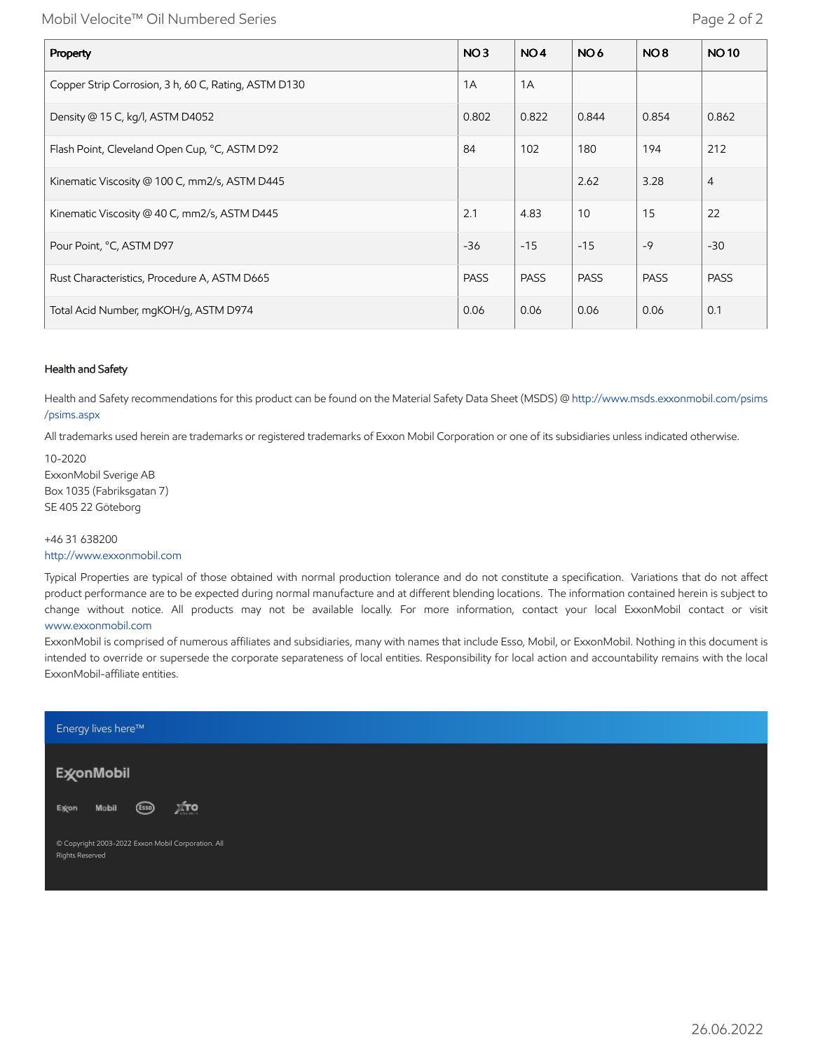| Property | NO 3 | NO 4 | NO 6 | NO 8 | NO 10 |
|---|---|---|---|---|---|
| Copper Strip Corrosion, 3 h, 60 C, Rating, ASTM D130 | 1A | 1A | | | |
| Density @ 15 C, kg/l, ASTM D4052 | 0.802 | 0.822 | 0.844 | 0.854 | 0.862 |
| Flash Point, Cleveland Open Cup, °C, ASTM D92 | 84 | 102 | 180 | 194 | 212 |
| Kinematic Viscosity @ 100 C, mm2/s, ASTM D445 | | | 2.62 | 3.28 | 4 |
| Kinematic Viscosity @ 40 C, mm2/s, ASTM D445 | 2.1 | 4.83 | 10 | 15 | 22 |
| Pour Point, °C, ASTM D97 | -36 | -15 | -15 | -9 | -30 |
| Rust Characteristics, Procedure A, ASTM D665 | PASS | PASS | PASS | PASS | PASS |
| Total Acid Number, mgKOH/g, ASTM D974 | 0.06 | 0.06 | 0.06 | 0.06 | 0.1 |

### Health and Safety

Health and Safety recommendations for this product can be found on the Material Safety Data Sheet (MSDS) @ http://www.msds.exxonmobil.com/psims/psims.aspx

All trademarks used herein are trademarks or registered trademarks of Exxon Mobil Corporation or one of its subsidiaries unless indicated otherwise.

10-2020
ExxonMobil Sverige AB
Box 1035 (Fabriksgatan 7)
SE 405 22 Göteborg

+46 31 638200
http://www.exxonmobil.com

Typical Properties are typical of those obtained with normal production tolerance and do not constitute a specification. Variations that do not affect product performance are to be expected during normal manufacture and at different blending locations. The information contained herein is subject to change without notice. All products may not be available locally. For more information, contact your local ExxonMobil contact or visit www.exxonmobil.com

ExxonMobil is comprised of numerous affiliates and subsidiaries, many with names that include Esso, Mobil, or ExxonMobil. Nothing in this document is intended to override or supersede the corporate separateness of local entities. Responsibility for local action and accountability remains with the local ExxonMobil-affiliate entities.

Energy lives here™

ExxonMobil

Exxon Mobil Esso XTO

© Copyright 2003-2022 Exxon Mobil Corporation. All Rights Reserved